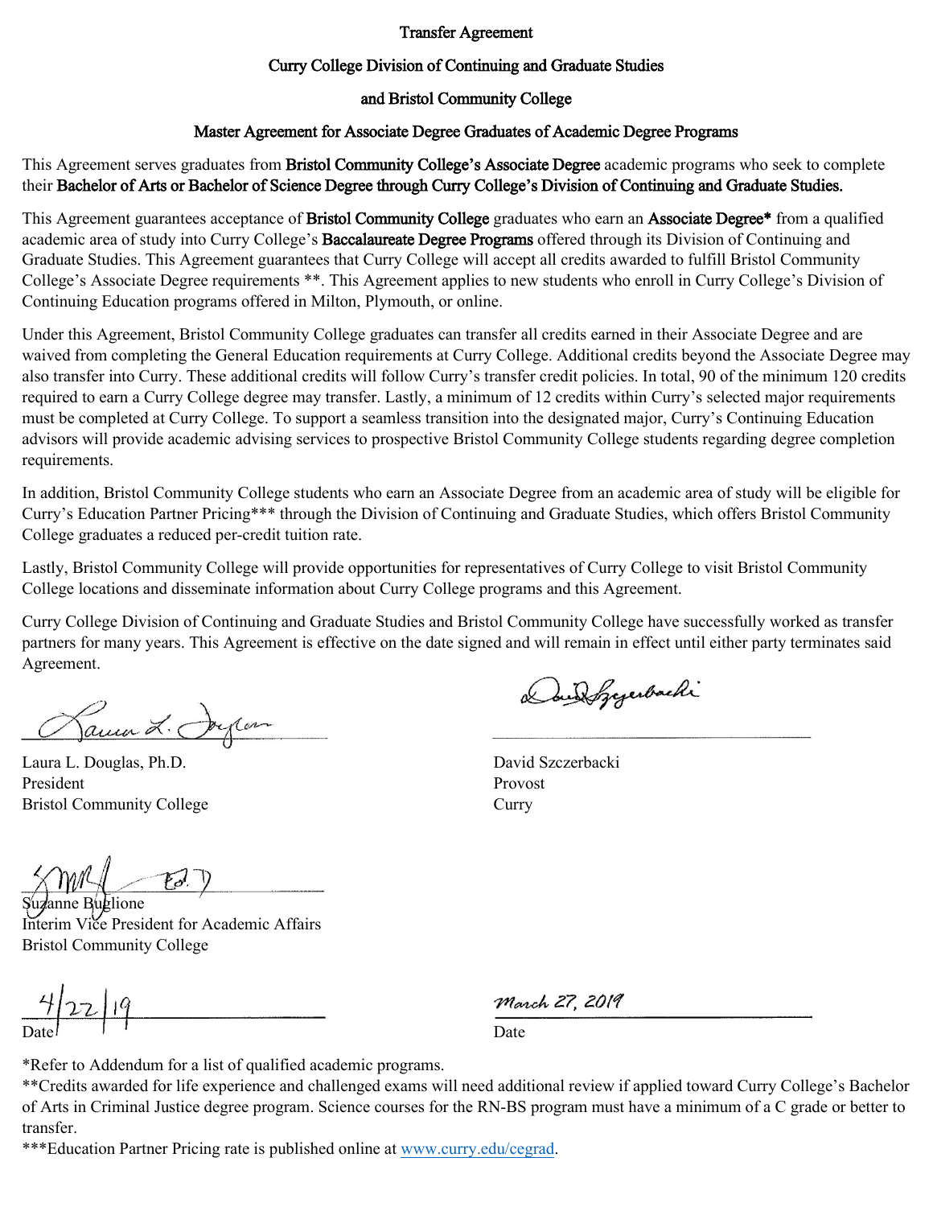# Transfer Agreement

## Curry College Division of Continuing and Graduate Studies

## and Bristol Community College

## Master Agreement for Associate Degree Graduates of Academic Degree Programs

This Agreement serves graduates from **Bristol Community College's Associate Degree** academic programs who seek to complete their **Bachelor of Arts or Bachelor of Science Degree through Curry College's Division of Continuing and Graduate Studies.**

This Agreement guarantees acceptance of **Bristol Community College** graduates who earn an **Associate Degree*** from a qualified academic area of study into Curry College's **Baccalaureate Degree Programs** offered through its Division of Continuing and Graduate Studies. This Agreement guarantees that Curry College will accept all credits awarded to fulfill Bristol Community College's Associate Degree requirements **. This Agreement applies to new students who enroll in Curry College's Division of Continuing Education programs offered in Milton, Plymouth, or online.

Under this Agreement, Bristol Community College graduates can transfer all credits earned in their Associate Degree and are waived from completing the General Education requirements at Curry College. Additional credits beyond the Associate Degree may also transfer into Curry. These additional credits will follow Curry's transfer credit policies. In total, 90 of the minimum 120 credits required to earn a Curry College degree may transfer. Lastly, a minimum of 12 credits within Curry's selected major requirements must be completed at Curry College. To support a seamless transition into the designated major, Curry's Continuing Education advisors will provide academic advising services to prospective Bristol Community College students regarding degree completion requirements.

In addition, Bristol Community College students who earn an Associate Degree from an academic area of study will be eligible for Curry's Education Partner Pricing*** through the Division of Continuing and Graduate Studies, which offers Bristol Community College graduates a reduced per-credit tuition rate.

Lastly, Bristol Community College will provide opportunities for representatives of Curry College to visit Bristol Community College locations and disseminate information about Curry College programs and this Agreement.

Curry College Division of Continuing and Graduate Studies and Bristol Community College have successfully worked as transfer partners for many years. This Agreement is effective on the date signed and will remain in effect until either party terminates said Agreement.

Laura L. Douglas, Ph.D.
President
Bristol Community College

David Szczerbacki
Provost
Curry

Suzanne Buglione
Interim Vice President for Academic Affairs
Bristol Community College

4/22/19
Date

March 27, 2019
Date

*Refer to Addendum for a list of qualified academic programs.

**Credits awarded for life experience and challenged exams will need additional review if applied toward Curry College's Bachelor of Arts in Criminal Justice degree program. Science courses for the RN-BS program must have a minimum of a C grade or better to transfer.

***Education Partner Pricing rate is published online at www.curry.edu/cegrad.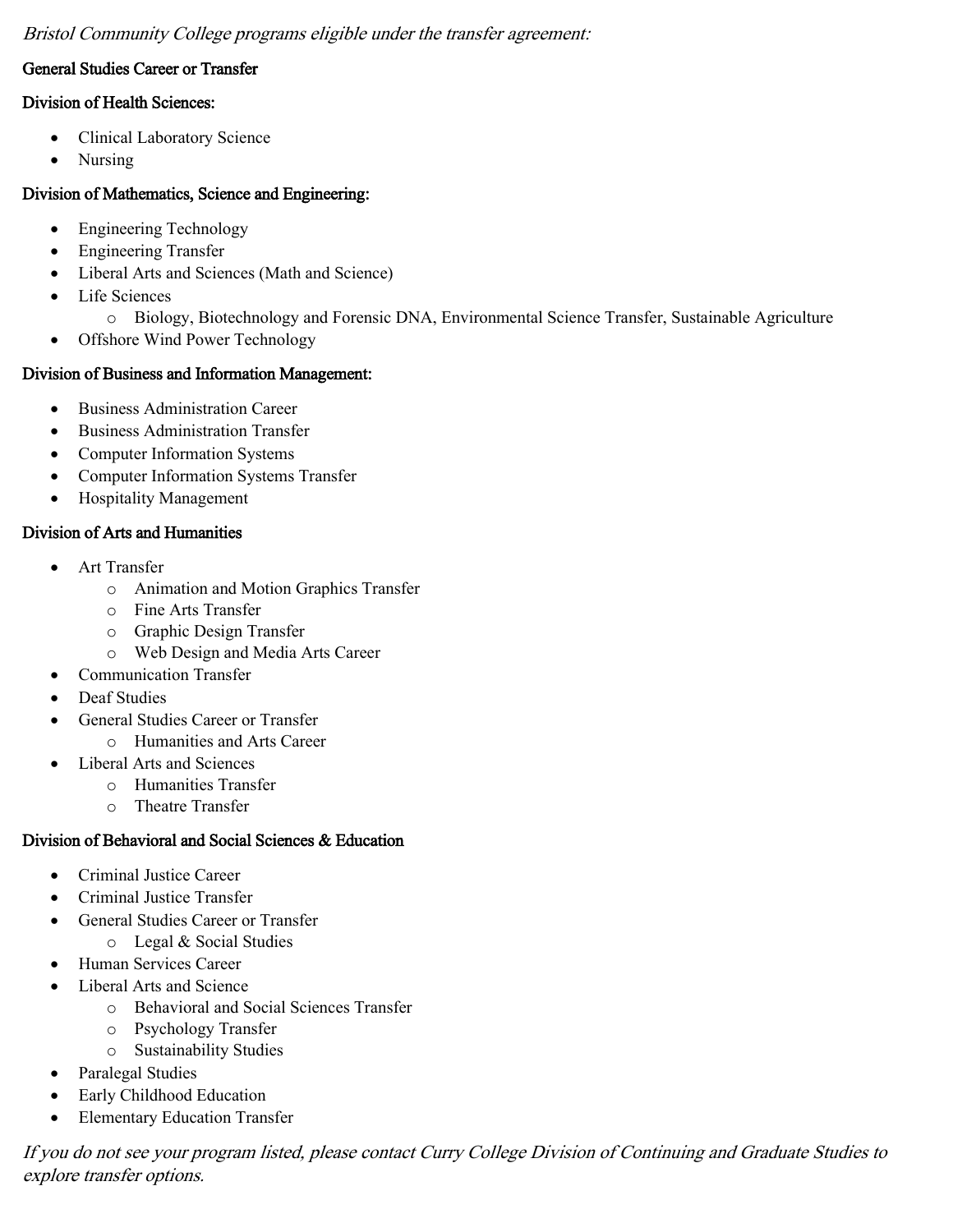*Bristol Community College programs eligible under the transfer agreement:*

**General Studies Career or Transfer**

**Division of Health Sciences:**

- Clinical Laboratory Science
- Nursing

**Division of Mathematics, Science and Engineering:**

- Engineering Technology
- Engineering Transfer
- Liberal Arts and Sciences (Math and Science)
- Life Sciences
  - Biology, Biotechnology and Forensic DNA, Environmental Science Transfer, Sustainable Agriculture
- Offshore Wind Power Technology

**Division of Business and Information Management:**

- Business Administration Career
- Business Administration Transfer
- Computer Information Systems
- Computer Information Systems Transfer
- Hospitality Management

**Division of Arts and Humanities**

- Art Transfer
  - Animation and Motion Graphics Transfer
  - Fine Arts Transfer
  - Graphic Design Transfer
  - Web Design and Media Arts Career
- Communication Transfer
- Deaf Studies
- General Studies Career or Transfer
  - Humanities and Arts Career
- Liberal Arts and Sciences
  - Humanities Transfer
  - Theatre Transfer

**Division of Behavioral and Social Sciences & Education**

- Criminal Justice Career
- Criminal Justice Transfer
- General Studies Career or Transfer
  - Legal & Social Studies
- Human Services Career
- Liberal Arts and Science
  - Behavioral and Social Sciences Transfer
  - Psychology Transfer
  - Sustainability Studies
- Paralegal Studies
- Early Childhood Education
- Elementary Education Transfer

*If you do not see your program listed, please contact Curry College Division of Continuing and Graduate Studies to explore transfer options.*